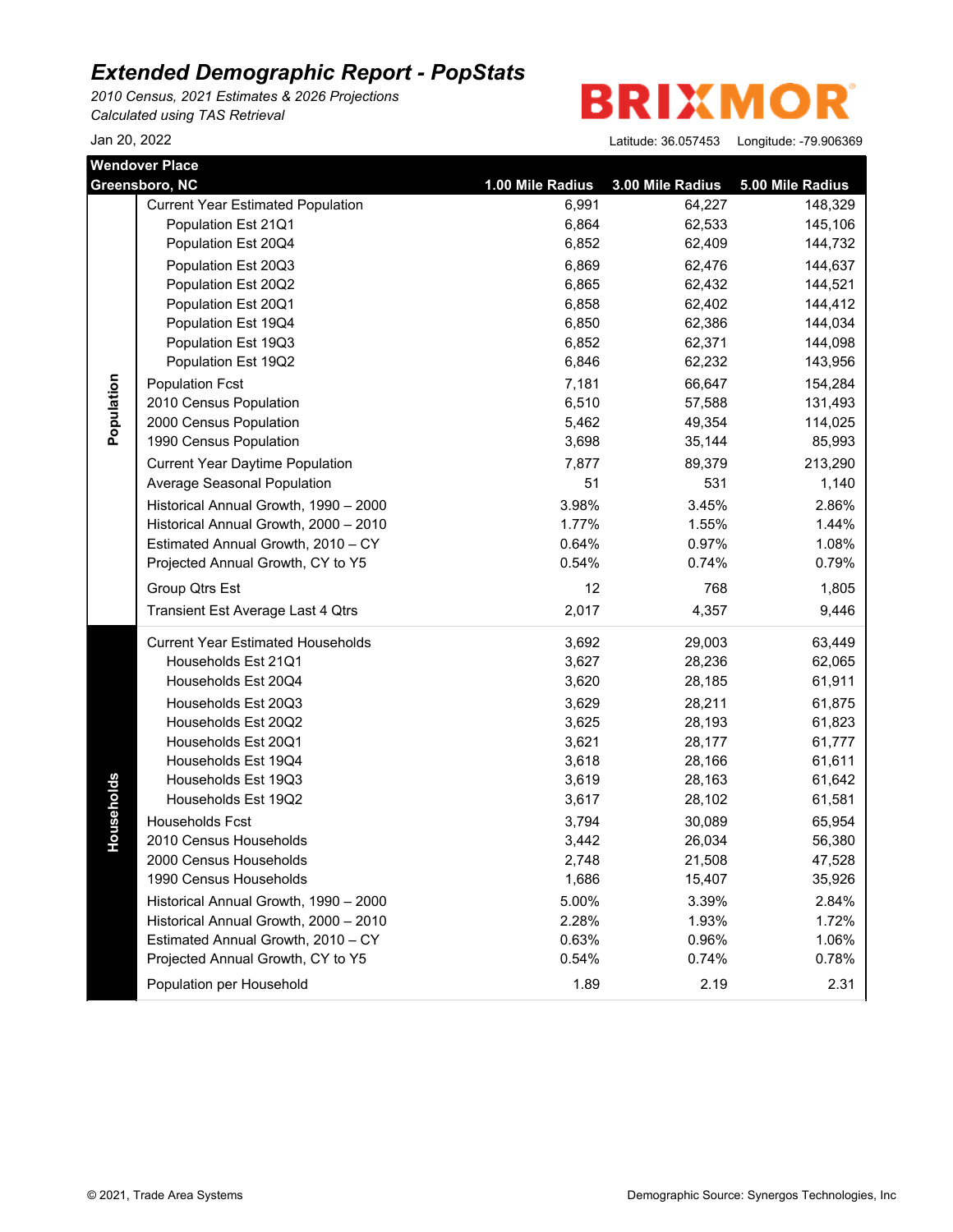# Extended Demographic Report - PopStats

*2010 Census, 2021 Estimates & 2026 Projections*
*Calculated using TAS Retrieval*

BRIXMOR

Jan 20, 2022

Latitude: 36.057453 Longitude: -79.906369

**Wendover Place**
**Greensboro, NC**

| Section | Item | 1.00 Mile Radius | 3.00 Mile Radius | 5.00 Mile Radius |
|---|---|---|---|---|
| Population | Current Year Estimated Population | 6,991 | 64,227 | 148,329 |
| | Population Est 21Q1 | 6,864 | 62,533 | 145,106 |
| | Population Est 20Q4 | 6,852 | 62,409 | 144,732 |
| | Population Est 20Q3 | 6,869 | 62,476 | 144,637 |
| | Population Est 20Q2 | 6,865 | 62,432 | 144,521 |
| | Population Est 20Q1 | 6,858 | 62,402 | 144,412 |
| | Population Est 19Q4 | 6,850 | 62,386 | 144,034 |
| | Population Est 19Q3 | 6,852 | 62,371 | 144,098 |
| | Population Est 19Q2 | 6,846 | 62,232 | 143,956 |
| | Population Fcst | 7,181 | 66,647 | 154,284 |
| | 2010 Census Population | 6,510 | 57,588 | 131,493 |
| | 2000 Census Population | 5,462 | 49,354 | 114,025 |
| | 1990 Census Population | 3,698 | 35,144 | 85,993 |
| | Current Year Daytime Population | 7,877 | 89,379 | 213,290 |
| | Average Seasonal Population | 51 | 531 | 1,140 |
| | Historical Annual Growth, 1990 – 2000 | 3.98% | 3.45% | 2.86% |
| | Historical Annual Growth, 2000 – 2010 | 1.77% | 1.55% | 1.44% |
| | Estimated Annual Growth, 2010 – CY | 0.64% | 0.97% | 1.08% |
| | Projected Annual Growth, CY to Y5 | 0.54% | 0.74% | 0.79% |
| | Group Qtrs Est | 12 | 768 | 1,805 |
| | Transient Est Average Last 4 Qtrs | 2,017 | 4,357 | 9,446 |
| Households | Current Year Estimated Households | 3,692 | 29,003 | 63,449 |
| | Households Est 21Q1 | 3,627 | 28,236 | 62,065 |
| | Households Est 20Q4 | 3,620 | 28,185 | 61,911 |
| | Households Est 20Q3 | 3,629 | 28,211 | 61,875 |
| | Households Est 20Q2 | 3,625 | 28,193 | 61,823 |
| | Households Est 20Q1 | 3,621 | 28,177 | 61,777 |
| | Households Est 19Q4 | 3,618 | 28,166 | 61,611 |
| | Households Est 19Q3 | 3,619 | 28,163 | 61,642 |
| | Households Est 19Q2 | 3,617 | 28,102 | 61,581 |
| | Households Fcst | 3,794 | 30,089 | 65,954 |
| | 2010 Census Households | 3,442 | 26,034 | 56,380 |
| | 2000 Census Households | 2,748 | 21,508 | 47,528 |
| | 1990 Census Households | 1,686 | 15,407 | 35,926 |
| | Historical Annual Growth, 1990 – 2000 | 5.00% | 3.39% | 2.84% |
| | Historical Annual Growth, 2000 – 2010 | 2.28% | 1.93% | 1.72% |
| | Estimated Annual Growth, 2010 – CY | 0.63% | 0.96% | 1.06% |
| | Projected Annual Growth, CY to Y5 | 0.54% | 0.74% | 0.78% |
| | Population per Household | 1.89 | 2.19 | 2.31 |

© 2021, Trade Area Systems

Demographic Source: Synergos Technologies, Inc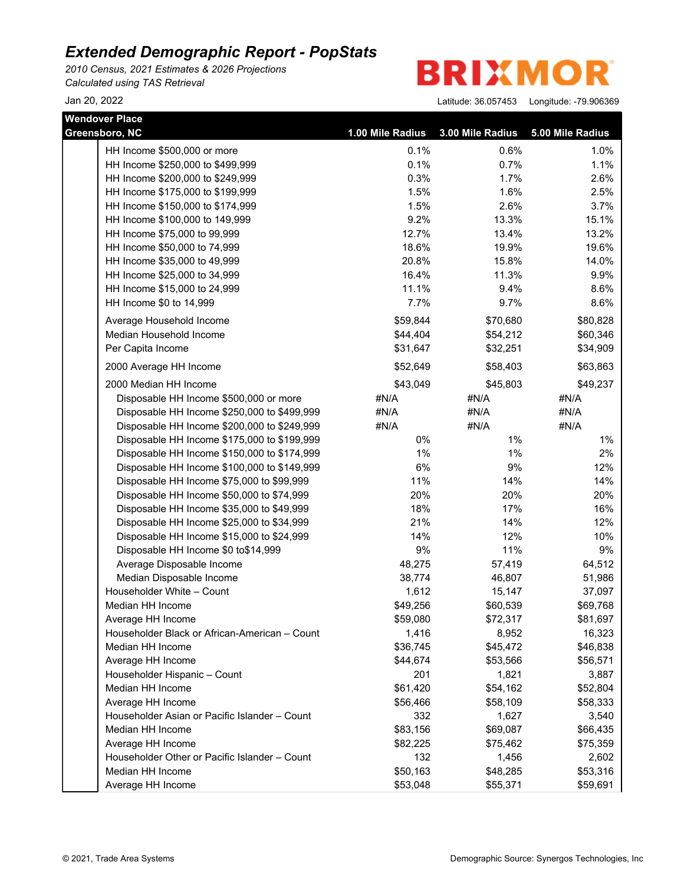# Extended Demographic Report - PopStats

*2010 Census, 2021 Estimates & 2026 Projections*
*Calculated using TAS Retrieval*

Jan 20, 2022

BRIXMOR

Latitude: 36.057453 Longitude: -79.906369

| Wendover Place<br>Greensboro, NC | 1.00 Mile Radius | 3.00 Mile Radius | 5.00 Mile Radius |
|---|---|---|---|
| HH Income $500,000 or more | 0.1% | 0.6% | 1.0% |
| HH Income $250,000 to $499,999 | 0.1% | 0.7% | 1.1% |
| HH Income $200,000 to $249,999 | 0.3% | 1.7% | 2.6% |
| HH Income $175,000 to $199,999 | 1.5% | 1.6% | 2.5% |
| HH Income $150,000 to $174,999 | 1.5% | 2.6% | 3.7% |
| HH Income $100,000 to 149,999 | 9.2% | 13.3% | 15.1% |
| HH Income $75,000 to 99,999 | 12.7% | 13.4% | 13.2% |
| HH Income $50,000 to 74,999 | 18.6% | 19.9% | 19.6% |
| HH Income $35,000 to 49,999 | 20.8% | 15.8% | 14.0% |
| HH Income $25,000 to 34,999 | 16.4% | 11.3% | 9.9% |
| HH Income $15,000 to 24,999 | 11.1% | 9.4% | 8.6% |
| HH Income $0 to 14,999 | 7.7% | 9.7% | 8.6% |
| Average Household Income | $59,844 | $70,680 | $80,828 |
| Median Household Income | $44,404 | $54,212 | $60,346 |
| Per Capita Income | $31,647 | $32,251 | $34,909 |
| 2000 Average HH Income | $52,649 | $58,403 | $63,863 |
| 2000 Median HH Income | $43,049 | $45,803 | $49,237 |
| Disposable HH Income $500,000 or more | #N/A | #N/A | #N/A |
| Disposable HH Income $250,000 to $499,999 | #N/A | #N/A | #N/A |
| Disposable HH Income $200,000 to $249,999 | #N/A | #N/A | #N/A |
| Disposable HH Income $175,000 to $199,999 | 0% | 1% | 1% |
| Disposable HH Income $150,000 to $174,999 | 1% | 1% | 2% |
| Disposable HH Income $100,000 to $149,999 | 6% | 9% | 12% |
| Disposable HH Income $75,000 to $99,999 | 11% | 14% | 14% |
| Disposable HH Income $50,000 to $74,999 | 20% | 20% | 20% |
| Disposable HH Income $35,000 to $49,999 | 18% | 17% | 16% |
| Disposable HH Income $25,000 to $34,999 | 21% | 14% | 12% |
| Disposable HH Income $15,000 to $24,999 | 14% | 12% | 10% |
| Disposable HH Income $0 to$14,999 | 9% | 11% | 9% |
| Average Disposable Income | 48,275 | 57,419 | 64,512 |
| Median Disposable Income | 38,774 | 46,807 | 51,986 |
| Householder White – Count | 1,612 | 15,147 | 37,097 |
| Median HH Income | $49,256 | $60,539 | $69,768 |
| Average HH Income | $59,080 | $72,317 | $81,697 |
| Householder Black or African-American – Count | 1,416 | 8,952 | 16,323 |
| Median HH Income | $36,745 | $45,472 | $46,838 |
| Average HH Income | $44,674 | $53,566 | $56,571 |
| Householder Hispanic – Count | 201 | 1,821 | 3,887 |
| Median HH Income | $61,420 | $54,162 | $52,804 |
| Average HH Income | $56,466 | $58,109 | $58,333 |
| Householder Asian or Pacific Islander – Count | 332 | 1,627 | 3,540 |
| Median HH Income | $83,156 | $69,087 | $66,435 |
| Average HH Income | $82,225 | $75,462 | $75,359 |
| Householder Other or Pacific Islander – Count | 132 | 1,456 | 2,602 |
| Median HH Income | $50,163 | $48,285 | $53,316 |
| Average HH Income | $53,048 | $55,371 | $59,691 |

© 2021, Trade Area Systems

Demographic Source: Synergos Technologies, Inc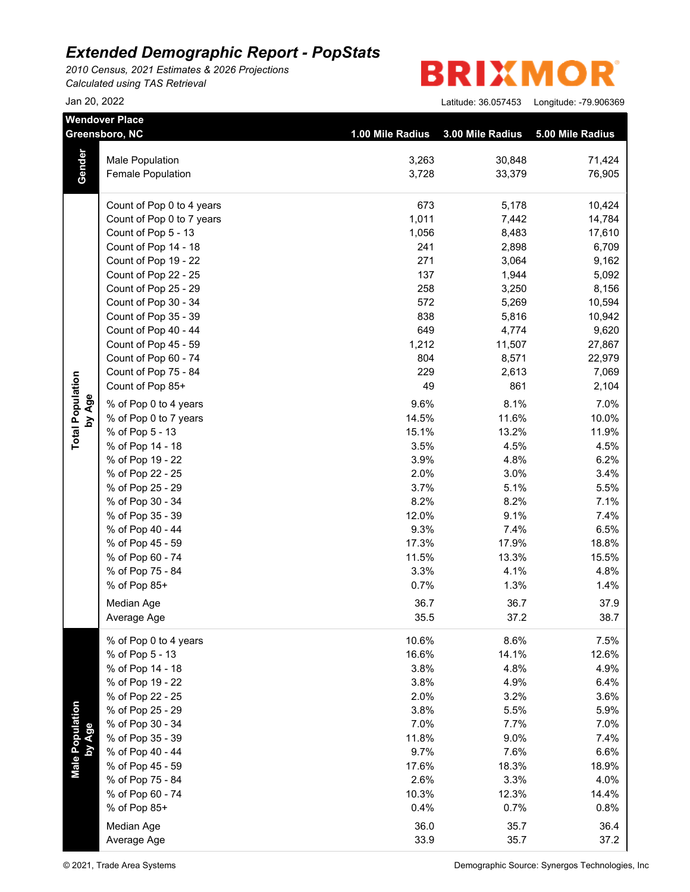# Extended Demographic Report - PopStats

*2010 Census, 2021 Estimates & 2026 Projections*
*Calculated using TAS Retrieval*

Jan 20, 2022

BRIXMOR

Latitude: 36.057453 Longitude: -79.906369

| Wendover Place Greensboro, NC | | 1.00 Mile Radius | 3.00 Mile Radius | 5.00 Mile Radius |
|---|---|---|---|---|
| Gender | Male Population | 3,263 | 30,848 | 71,424 |
| | Female Population | 3,728 | 33,379 | 76,905 |
| Total Population by Age | Count of Pop 0 to 4 years | 673 | 5,178 | 10,424 |
| | Count of Pop 0 to 7 years | 1,011 | 7,442 | 14,784 |
| | Count of Pop 5 - 13 | 1,056 | 8,483 | 17,610 |
| | Count of Pop 14 - 18 | 241 | 2,898 | 6,709 |
| | Count of Pop 19 - 22 | 271 | 3,064 | 9,162 |
| | Count of Pop 22 - 25 | 137 | 1,944 | 5,092 |
| | Count of Pop 25 - 29 | 258 | 3,250 | 8,156 |
| | Count of Pop 30 - 34 | 572 | 5,269 | 10,594 |
| | Count of Pop 35 - 39 | 838 | 5,816 | 10,942 |
| | Count of Pop 40 - 44 | 649 | 4,774 | 9,620 |
| | Count of Pop 45 - 59 | 1,212 | 11,507 | 27,867 |
| | Count of Pop 60 - 74 | 804 | 8,571 | 22,979 |
| | Count of Pop 75 - 84 | 229 | 2,613 | 7,069 |
| | Count of Pop 85+ | 49 | 861 | 2,104 |
| | % of Pop 0 to 4 years | 9.6% | 8.1% | 7.0% |
| | % of Pop 0 to 7 years | 14.5% | 11.6% | 10.0% |
| | % of Pop 5 - 13 | 15.1% | 13.2% | 11.9% |
| | % of Pop 14 - 18 | 3.5% | 4.5% | 4.5% |
| | % of Pop 19 - 22 | 3.9% | 4.8% | 6.2% |
| | % of Pop 22 - 25 | 2.0% | 3.0% | 3.4% |
| | % of Pop 25 - 29 | 3.7% | 5.1% | 5.5% |
| | % of Pop 30 - 34 | 8.2% | 8.2% | 7.1% |
| | % of Pop 35 - 39 | 12.0% | 9.1% | 7.4% |
| | % of Pop 40 - 44 | 9.3% | 7.4% | 6.5% |
| | % of Pop 45 - 59 | 17.3% | 17.9% | 18.8% |
| | % of Pop 60 - 74 | 11.5% | 13.3% | 15.5% |
| | % of Pop 75 - 84 | 3.3% | 4.1% | 4.8% |
| | % of Pop 85+ | 0.7% | 1.3% | 1.4% |
| | Median Age | 36.7 | 36.7 | 37.9 |
| | Average Age | 35.5 | 37.2 | 38.7 |
| Male Population by Age | % of Pop 0 to 4 years | 10.6% | 8.6% | 7.5% |
| | % of Pop 5 - 13 | 16.6% | 14.1% | 12.6% |
| | % of Pop 14 - 18 | 3.8% | 4.8% | 4.9% |
| | % of Pop 19 - 22 | 3.8% | 4.9% | 6.4% |
| | % of Pop 22 - 25 | 2.0% | 3.2% | 3.6% |
| | % of Pop 25 - 29 | 3.8% | 5.5% | 5.9% |
| | % of Pop 30 - 34 | 7.0% | 7.7% | 7.0% |
| | % of Pop 35 - 39 | 11.8% | 9.0% | 7.4% |
| | % of Pop 40 - 44 | 9.7% | 7.6% | 6.6% |
| | % of Pop 45 - 59 | 17.6% | 18.3% | 18.9% |
| | % of Pop 75 - 84 | 2.6% | 3.3% | 4.0% |
| | % of Pop 60 - 74 | 10.3% | 12.3% | 14.4% |
| | % of Pop 85+ | 0.4% | 0.7% | 0.8% |
| | Median Age | 36.0 | 35.7 | 36.4 |
| | Average Age | 33.9 | 35.7 | 37.2 |

© 2021, Trade Area Systems Demographic Source: Synergos Technologies, Inc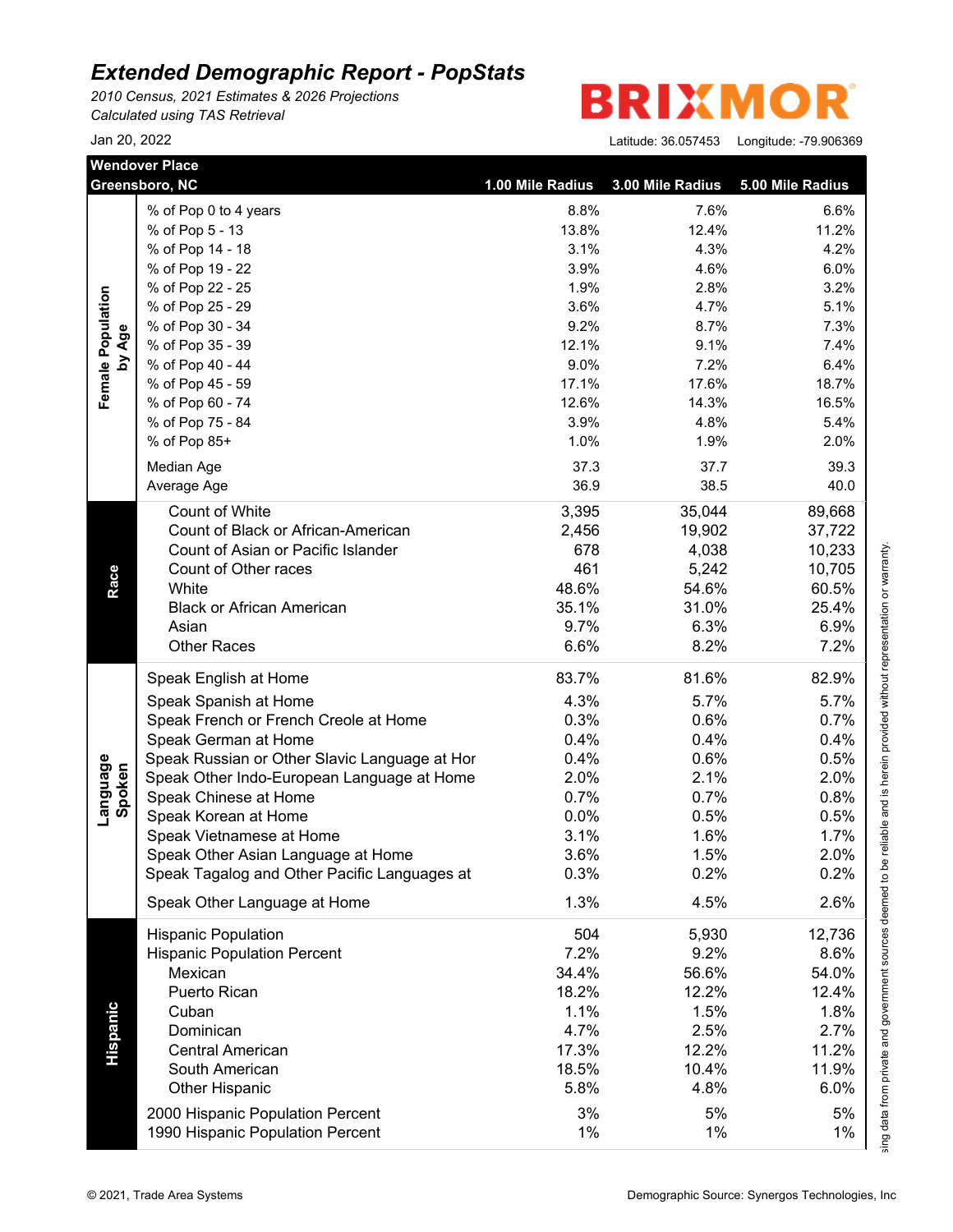# *Extended Demographic Report - PopStats*

*2010 Census, 2021 Estimates & 2026 Projections*
*Calculated using TAS Retrieval*

Jan 20, 2022

BRIXMOR

Latitude: 36.057453 Longitude: -79.906369

| Wendover Place Greensboro, NC | | 1.00 Mile Radius | 3.00 Mile Radius | 5.00 Mile Radius |
|---|---|---|---|---|
| Female Population by Age | % of Pop 0 to 4 years | 8.8% | 7.6% | 6.6% |
| | % of Pop 5 - 13 | 13.8% | 12.4% | 11.2% |
| | % of Pop 14 - 18 | 3.1% | 4.3% | 4.2% |
| | % of Pop 19 - 22 | 3.9% | 4.6% | 6.0% |
| | % of Pop 22 - 25 | 1.9% | 2.8% | 3.2% |
| | % of Pop 25 - 29 | 3.6% | 4.7% | 5.1% |
| | % of Pop 30 - 34 | 9.2% | 8.7% | 7.3% |
| | % of Pop 35 - 39 | 12.1% | 9.1% | 7.4% |
| | % of Pop 40 - 44 | 9.0% | 7.2% | 6.4% |
| | % of Pop 45 - 59 | 17.1% | 17.6% | 18.7% |
| | % of Pop 60 - 74 | 12.6% | 14.3% | 16.5% |
| | % of Pop 75 - 84 | 3.9% | 4.8% | 5.4% |
| | % of Pop 85+ | 1.0% | 1.9% | 2.0% |
| | Median Age | 37.3 | 37.7 | 39.3 |
| | Average Age | 36.9 | 38.5 | 40.0 |
| Race | Count of White | 3,395 | 35,044 | 89,668 |
| | Count of Black or African-American | 2,456 | 19,902 | 37,722 |
| | Count of Asian or Pacific Islander | 678 | 4,038 | 10,233 |
| | Count of Other races | 461 | 5,242 | 10,705 |
| | White | 48.6% | 54.6% | 60.5% |
| | Black or African American | 35.1% | 31.0% | 25.4% |
| | Asian | 9.7% | 6.3% | 6.9% |
| | Other Races | 6.6% | 8.2% | 7.2% |
| Language Spoken | Speak English at Home | 83.7% | 81.6% | 82.9% |
| | Speak Spanish at Home | 4.3% | 5.7% | 5.7% |
| | Speak French or French Creole at Home | 0.3% | 0.6% | 0.7% |
| | Speak German at Home | 0.4% | 0.4% | 0.4% |
| | Speak Russian or Other Slavic Language at Hor | 0.4% | 0.6% | 0.5% |
| | Speak Other Indo-European Language at Home | 2.0% | 2.1% | 2.0% |
| | Speak Chinese at Home | 0.7% | 0.7% | 0.8% |
| | Speak Korean at Home | 0.0% | 0.5% | 0.5% |
| | Speak Vietnamese at Home | 3.1% | 1.6% | 1.7% |
| | Speak Other Asian Language at Home | 3.6% | 1.5% | 2.0% |
| | Speak Tagalog and Other Pacific Languages at | 0.3% | 0.2% | 0.2% |
| | Speak Other Language at Home | 1.3% | 4.5% | 2.6% |
| Hispanic | Hispanic Population | 504 | 5,930 | 12,736 |
| | Hispanic Population Percent | 7.2% | 9.2% | 8.6% |
| | Mexican | 34.4% | 56.6% | 54.0% |
| | Puerto Rican | 18.2% | 12.2% | 12.4% |
| | Cuban | 1.1% | 1.5% | 1.8% |
| | Dominican | 4.7% | 2.5% | 2.7% |
| | Central American | 17.3% | 12.2% | 11.2% |
| | South American | 18.5% | 10.4% | 11.9% |
| | Other Hispanic | 5.8% | 4.8% | 6.0% |
| | 2000 Hispanic Population Percent | 3% | 5% | 5% |
| | 1990 Hispanic Population Percent | 1% | 1% | 1% |

sing data from private and government sources deemed to be reliable and is herein provided without representation or warranty.

© 2021, Trade Area Systems

Demographic Source: Synergos Technologies, Inc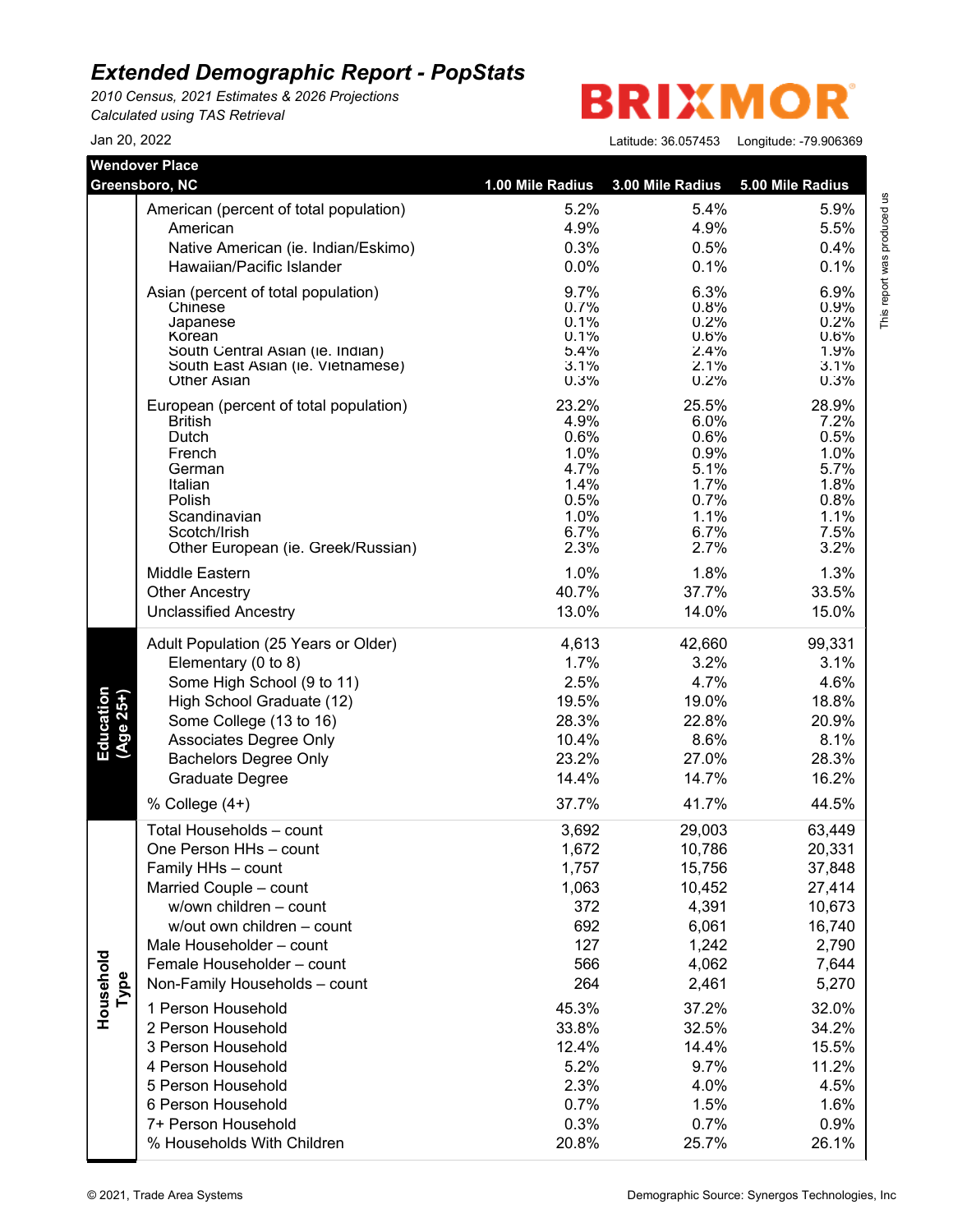# *Extended Demographic Report - PopStats*

*2010 Census, 2021 Estimates & 2026 Projections*
*Calculated using TAS Retrieval*

Jan 20, 2022

BRIXMOR

Latitude: 36.057453 Longitude: -79.906369

This report was produced us

| Wendover Place<br>Greensboro, NC | | 1.00 Mile Radius | 3.00 Mile Radius | 5.00 Mile Radius |
|---|---|---|---|---|
| | American (percent of total population) | 5.2% | 5.4% | 5.9% |
| | American | 4.9% | 4.9% | 5.5% |
| | Native American (ie. Indian/Eskimo) | 0.3% | 0.5% | 0.4% |
| | Hawaiian/Pacific Islander | 0.0% | 0.1% | 0.1% |
| | Asian (percent of total population) | 9.7% | 6.3% | 6.9% |
| | Chinese | 0.7% | 0.8% | 0.9% |
| | Japanese | 0.1% | 0.2% | 0.2% |
| | Korean | 0.1% | 0.6% | 0.6% |
| | South Central Asian (ie. Indian) | 5.4% | 2.4% | 1.9% |
| | South East Asian (ie. Vietnamese) | 3.1% | 2.1% | 3.1% |
| | Other Asian | 0.3% | 0.2% | 0.3% |
| | European (percent of total population) | 23.2% | 25.5% | 28.9% |
| | British | 4.9% | 6.0% | 7.2% |
| | Dutch | 0.6% | 0.6% | 0.5% |
| | French | 1.0% | 0.9% | 1.0% |
| | German | 4.7% | 5.1% | 5.7% |
| | Italian | 1.4% | 1.7% | 1.8% |
| | Polish | 0.5% | 0.7% | 0.8% |
| | Scandinavian | 1.0% | 1.1% | 1.1% |
| | Scotch/Irish | 6.7% | 6.7% | 7.5% |
| | Other European (ie. Greek/Russian) | 2.3% | 2.7% | 3.2% |
| | Middle Eastern | 1.0% | 1.8% | 1.3% |
| | Other Ancestry | 40.7% | 37.7% | 33.5% |
| | Unclassified Ancestry | 13.0% | 14.0% | 15.0% |
| **Education (Age 25+)** | Adult Population (25 Years or Older) | 4,613 | 42,660 | 99,331 |
| | Elementary (0 to 8) | 1.7% | 3.2% | 3.1% |
| | Some High School (9 to 11) | 2.5% | 4.7% | 4.6% |
| | High School Graduate (12) | 19.5% | 19.0% | 18.8% |
| | Some College (13 to 16) | 28.3% | 22.8% | 20.9% |
| | Associates Degree Only | 10.4% | 8.6% | 8.1% |
| | Bachelors Degree Only | 23.2% | 27.0% | 28.3% |
| | Graduate Degree | 14.4% | 14.7% | 16.2% |
| | % College (4+) | 37.7% | 41.7% | 44.5% |
| **Household Type** | Total Households – count | 3,692 | 29,003 | 63,449 |
| | One Person HHs – count | 1,672 | 10,786 | 20,331 |
| | Family HHs – count | 1,757 | 15,756 | 37,848 |
| | Married Couple – count | 1,063 | 10,452 | 27,414 |
| | w/own children – count | 372 | 4,391 | 10,673 |
| | w/out own children – count | 692 | 6,061 | 16,740 |
| | Male Householder – count | 127 | 1,242 | 2,790 |
| | Female Householder – count | 566 | 4,062 | 7,644 |
| | Non-Family Households – count | 264 | 2,461 | 5,270 |
| | 1 Person Household | 45.3% | 37.2% | 32.0% |
| | 2 Person Household | 33.8% | 32.5% | 34.2% |
| | 3 Person Household | 12.4% | 14.4% | 15.5% |
| | 4 Person Household | 5.2% | 9.7% | 11.2% |
| | 5 Person Household | 2.3% | 4.0% | 4.5% |
| | 6 Person Household | 0.7% | 1.5% | 1.6% |
| | 7+ Person Household | 0.3% | 0.7% | 0.9% |
| | % Households With Children | 20.8% | 25.7% | 26.1% |

© 2021, Trade Area Systems

Demographic Source: Synergos Technologies, Inc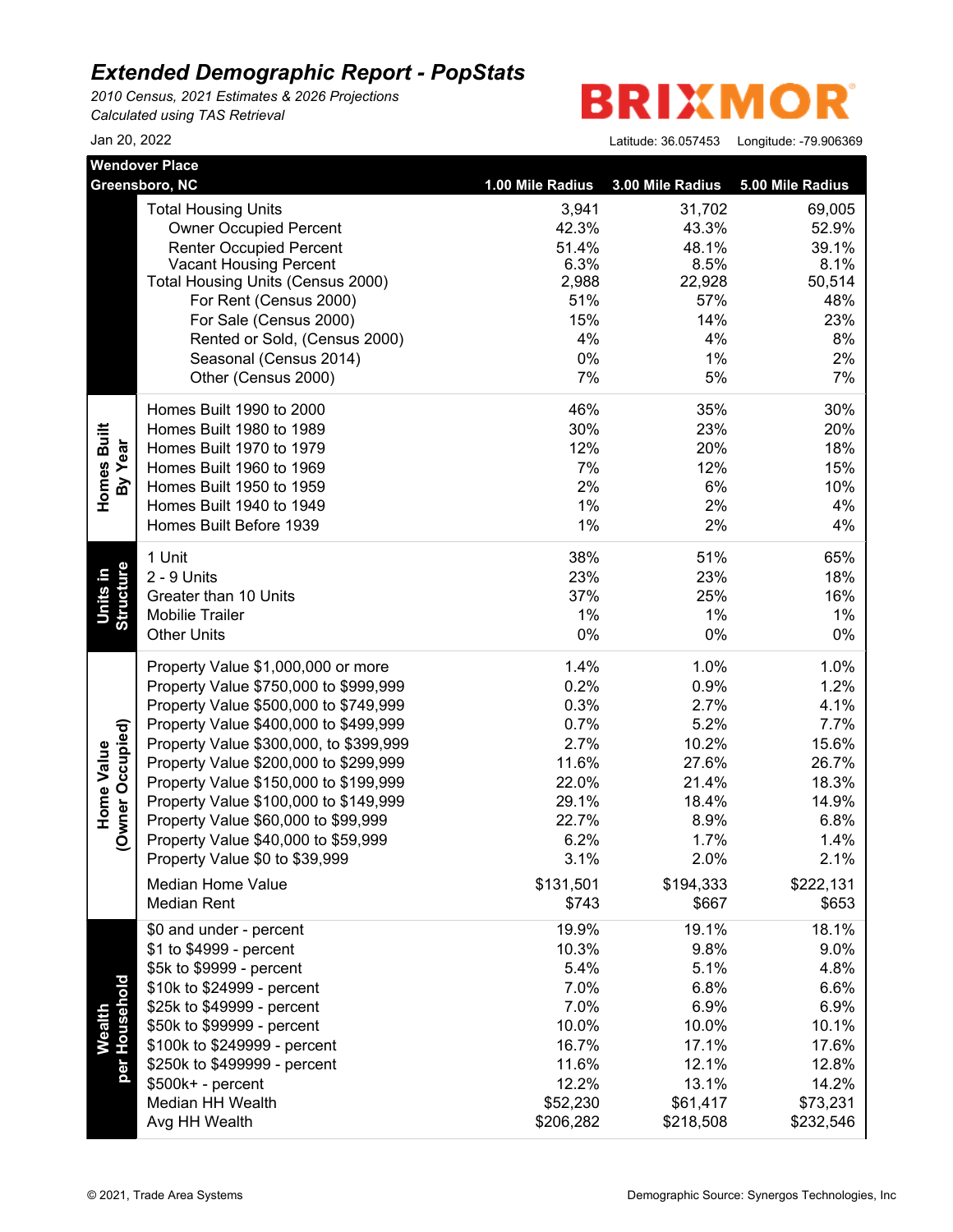# Extended Demographic Report - PopStats

*2010 Census, 2021 Estimates & 2026 Projections*
*Calculated using TAS Retrieval*

BRIXMOR

Jan 20, 2022

Latitude: 36.057453 Longitude: -79.906369

| Wendover Place Greensboro, NC | | 1.00 Mile Radius | 3.00 Mile Radius | 5.00 Mile Radius |
|---|---|---|---|---|
| | Total Housing Units | 3,941 | 31,702 | 69,005 |
| | Owner Occupied Percent | 42.3% | 43.3% | 52.9% |
| | Renter Occupied Percent | 51.4% | 48.1% | 39.1% |
| | Vacant Housing Percent | 6.3% | 8.5% | 8.1% |
| | Total Housing Units (Census 2000) | 2,988 | 22,928 | 50,514 |
| | For Rent (Census 2000) | 51% | 57% | 48% |
| | For Sale (Census 2000) | 15% | 14% | 23% |
| | Rented or Sold, (Census 2000) | 4% | 4% | 8% |
| | Seasonal (Census 2014) | 0% | 1% | 2% |
| | Other (Census 2000) | 7% | 5% | 7% |
| Homes Built By Year | Homes Built 1990 to 2000 | 46% | 35% | 30% |
| | Homes Built 1980 to 1989 | 30% | 23% | 20% |
| | Homes Built 1970 to 1979 | 12% | 20% | 18% |
| | Homes Built 1960 to 1969 | 7% | 12% | 15% |
| | Homes Built 1950 to 1959 | 2% | 6% | 10% |
| | Homes Built 1940 to 1949 | 1% | 2% | 4% |
| | Homes Built Before 1939 | 1% | 2% | 4% |
| Units in Structure | 1 Unit | 38% | 51% | 65% |
| | 2 - 9 Units | 23% | 23% | 18% |
| | Greater than 10 Units | 37% | 25% | 16% |
| | Mobilie Trailer | 1% | 1% | 1% |
| | Other Units | 0% | 0% | 0% |
| Home Value (Owner Occupied) | Property Value $1,000,000 or more | 1.4% | 1.0% | 1.0% |
| | Property Value $750,000 to $999,999 | 0.2% | 0.9% | 1.2% |
| | Property Value $500,000 to $749,999 | 0.3% | 2.7% | 4.1% |
| | Property Value $400,000 to $499,999 | 0.7% | 5.2% | 7.7% |
| | Property Value $300,000, to $399,999 | 2.7% | 10.2% | 15.6% |
| | Property Value $200,000 to $299,999 | 11.6% | 27.6% | 26.7% |
| | Property Value $150,000 to $199,999 | 22.0% | 21.4% | 18.3% |
| | Property Value $100,000 to $149,999 | 29.1% | 18.4% | 14.9% |
| | Property Value $60,000 to $99,999 | 22.7% | 8.9% | 6.8% |
| | Property Value $40,000 to $59,999 | 6.2% | 1.7% | 1.4% |
| | Property Value $0 to $39,999 | 3.1% | 2.0% | 2.1% |
| | Median Home Value | $131,501 | $194,333 | $222,131 |
| | Median Rent | $743 | $667 | $653 |
| Wealth per Household | $0 and under - percent | 19.9% | 19.1% | 18.1% |
| | $1 to $4999 - percent | 10.3% | 9.8% | 9.0% |
| | $5k to $9999 - percent | 5.4% | 5.1% | 4.8% |
| | $10k to $24999 - percent | 7.0% | 6.8% | 6.6% |
| | $25k to $49999 - percent | 7.0% | 6.9% | 6.9% |
| | $50k to $99999 - percent | 10.0% | 10.0% | 10.1% |
| | $100k to $249999 - percent | 16.7% | 17.1% | 17.6% |
| | $250k to $499999 - percent | 11.6% | 12.1% | 12.8% |
| | $500k+ - percent | 12.2% | 13.1% | 14.2% |
| | Median HH Wealth | $52,230 | $61,417 | $73,231 |
| | Avg HH Wealth | $206,282 | $218,508 | $232,546 |

© 2021, Trade Area Systems

Demographic Source: Synergos Technologies, Inc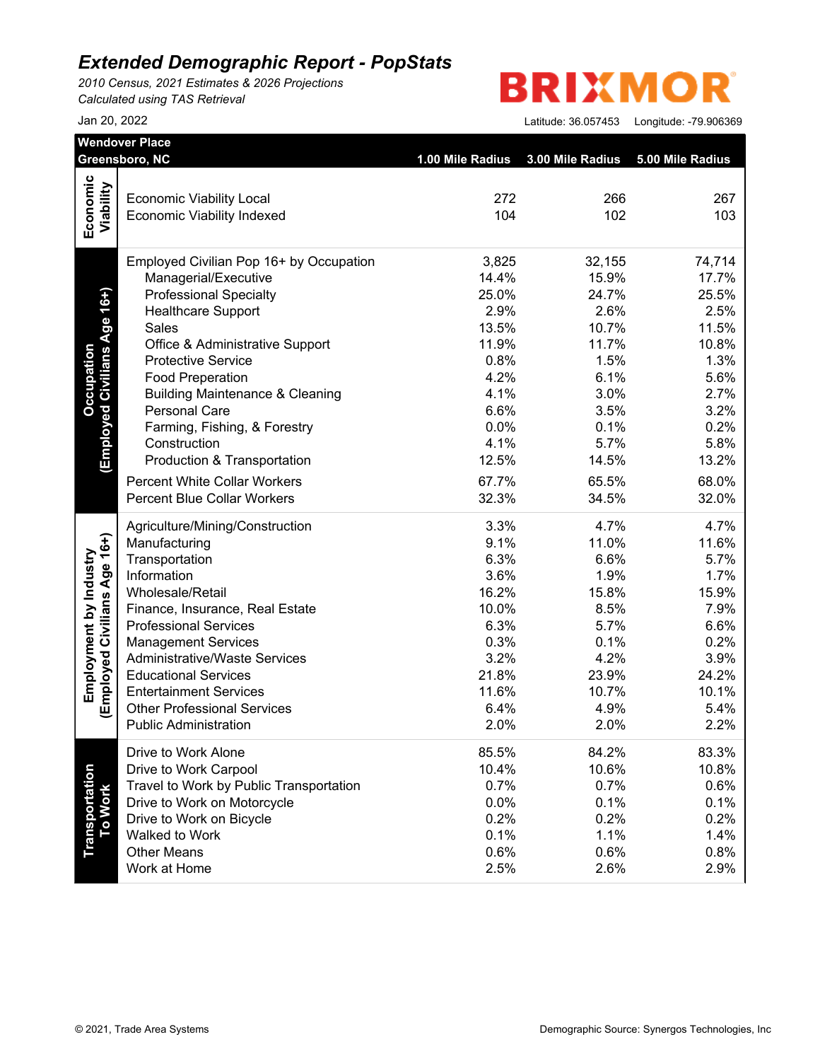# *Extended Demographic Report - PopStats*

*2010 Census, 2021 Estimates & 2026 Projections*
*Calculated using TAS Retrieval*

Jan 20, 2022

BRIXMOR

Latitude: 36.057453 Longitude: -79.906369

| Wendover Place<br>Greensboro, NC | | 1.00 Mile Radius | 3.00 Mile Radius | 5.00 Mile Radius |
|---|---|---|---|---|
| **Economic Viability** | Economic Viability Local | 272 | 266 | 267 |
| | Economic Viability Indexed | 104 | 102 | 103 |
| **Occupation (Employed Civilians Age 16+)** | Employed Civilian Pop 16+ by Occupation | 3,825 | 32,155 | 74,714 |
| | Managerial/Executive | 14.4% | 15.9% | 17.7% |
| | Professional Specialty | 25.0% | 24.7% | 25.5% |
| | Healthcare Support | 2.9% | 2.6% | 2.5% |
| | Sales | 13.5% | 10.7% | 11.5% |
| | Office & Administrative Support | 11.9% | 11.7% | 10.8% |
| | Protective Service | 0.8% | 1.5% | 1.3% |
| | Food Preperation | 4.2% | 6.1% | 5.6% |
| | Building Maintenance & Cleaning | 4.1% | 3.0% | 2.7% |
| | Personal Care | 6.6% | 3.5% | 3.2% |
| | Farming, Fishing, & Forestry | 0.0% | 0.1% | 0.2% |
| | Construction | 4.1% | 5.7% | 5.8% |
| | Production & Transportation | 12.5% | 14.5% | 13.2% |
| | Percent White Collar Workers | 67.7% | 65.5% | 68.0% |
| | Percent Blue Collar Workers | 32.3% | 34.5% | 32.0% |
| **Employment by Industry (Employed Civilians Age 16+)** | Agriculture/Mining/Construction | 3.3% | 4.7% | 4.7% |
| | Manufacturing | 9.1% | 11.0% | 11.6% |
| | Transportation | 6.3% | 6.6% | 5.7% |
| | Information | 3.6% | 1.9% | 1.7% |
| | Wholesale/Retail | 16.2% | 15.8% | 15.9% |
| | Finance, Insurance, Real Estate | 10.0% | 8.5% | 7.9% |
| | Professional Services | 6.3% | 5.7% | 6.6% |
| | Management Services | 0.3% | 0.1% | 0.2% |
| | Administrative/Waste Services | 3.2% | 4.2% | 3.9% |
| | Educational Services | 21.8% | 23.9% | 24.2% |
| | Entertainment Services | 11.6% | 10.7% | 10.1% |
| | Other Professional Services | 6.4% | 4.9% | 5.4% |
| | Public Administration | 2.0% | 2.0% | 2.2% |
| **Transportation To Work** | Drive to Work Alone | 85.5% | 84.2% | 83.3% |
| | Drive to Work Carpool | 10.4% | 10.6% | 10.8% |
| | Travel to Work by Public Transportation | 0.7% | 0.7% | 0.6% |
| | Drive to Work on Motorcycle | 0.0% | 0.1% | 0.1% |
| | Drive to Work on Bicycle | 0.2% | 0.2% | 0.2% |
| | Walked to Work | 0.1% | 1.1% | 1.4% |
| | Other Means | 0.6% | 0.6% | 0.8% |
| | Work at Home | 2.5% | 2.6% | 2.9% |

© 2021, Trade Area Systems

Demographic Source: Synergos Technologies, Inc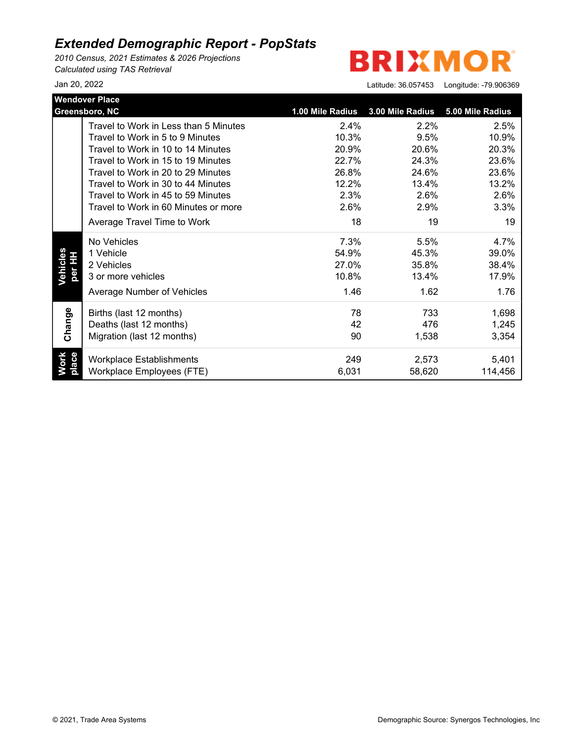# *Extended Demographic Report - PopStats*

*2010 Census, 2021 Estimates & 2026 Projections*
*Calculated using TAS Retrieval*

BRIXMOR

Jan 20, 2022

Latitude: 36.057453 Longitude: -79.906369

| Wendover Place Greensboro, NC | | 1.00 Mile Radius | 3.00 Mile Radius | 5.00 Mile Radius |
|---|---|---|---|---|
| | Travel to Work in Less than 5 Minutes | 2.4% | 2.2% | 2.5% |
| | Travel to Work in 5 to 9 Minutes | 10.3% | 9.5% | 10.9% |
| | Travel to Work in 10 to 14 Minutes | 20.9% | 20.6% | 20.3% |
| | Travel to Work in 15 to 19 Minutes | 22.7% | 24.3% | 23.6% |
| | Travel to Work in 20 to 29 Minutes | 26.8% | 24.6% | 23.6% |
| | Travel to Work in 30 to 44 Minutes | 12.2% | 13.4% | 13.2% |
| | Travel to Work in 45 to 59 Minutes | 2.3% | 2.6% | 2.6% |
| | Travel to Work in 60 Minutes or more | 2.6% | 2.9% | 3.3% |
| | Average Travel Time to Work | 18 | 19 | 19 |
| Vehicles per HH | No Vehicles | 7.3% | 5.5% | 4.7% |
| | 1 Vehicle | 54.9% | 45.3% | 39.0% |
| | 2 Vehicles | 27.0% | 35.8% | 38.4% |
| | 3 or more vehicles | 10.8% | 13.4% | 17.9% |
| | Average Number of Vehicles | 1.46 | 1.62 | 1.76 |
| Change | Births (last 12 months) | 78 | 733 | 1,698 |
| | Deaths (last 12 months) | 42 | 476 | 1,245 |
| | Migration (last 12 months) | 90 | 1,538 | 3,354 |
| Work place | Workplace Establishments | 249 | 2,573 | 5,401 |
| | Workplace Employees (FTE) | 6,031 | 58,620 | 114,456 |

© 2021, Trade Area Systems

Demographic Source: Synergos Technologies, Inc